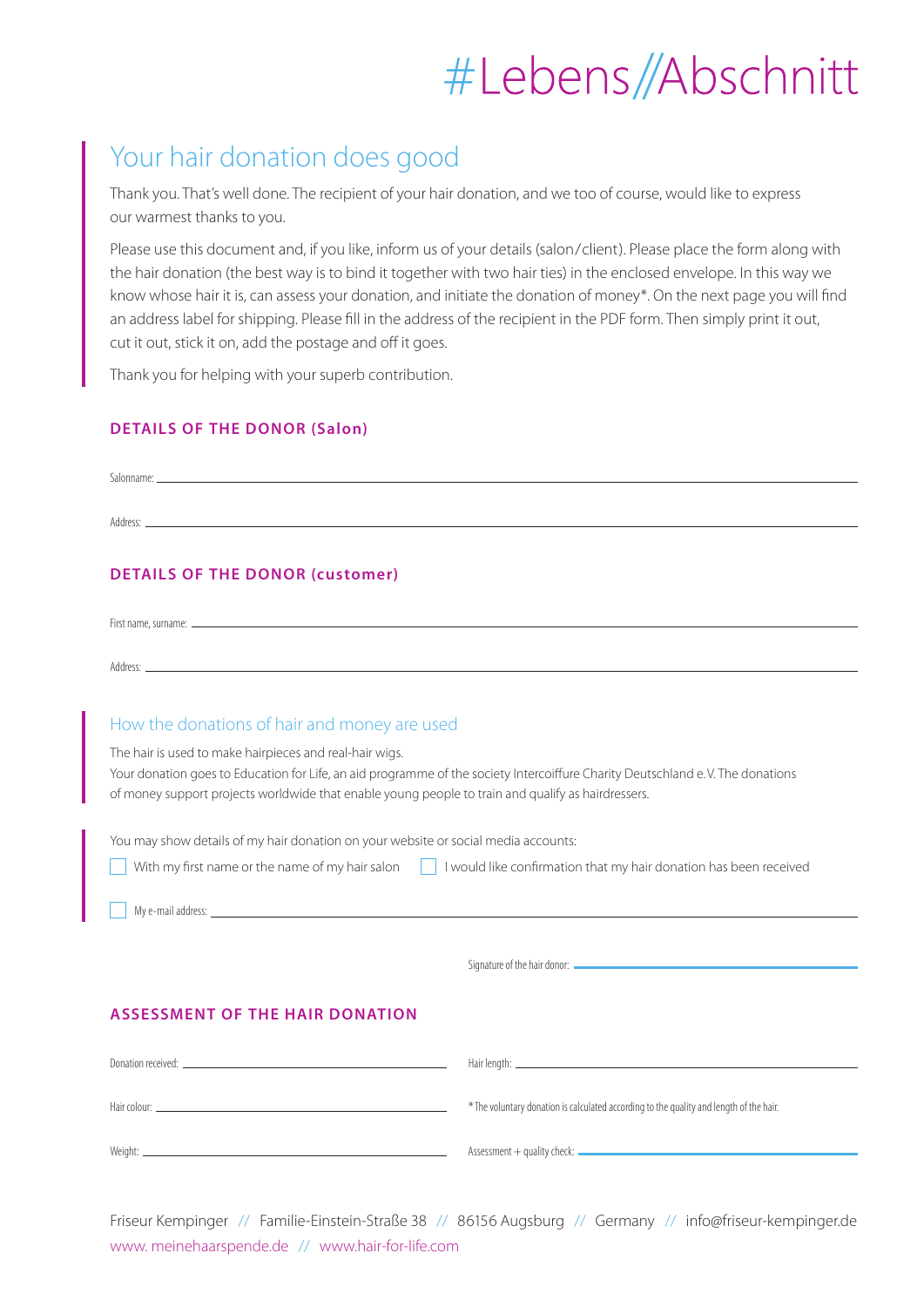# #Lebens//Abschnitt

## Your hair donation does good

Thank you. That's well done. The recipient of your hair donation, and we too of course, would like to express our warmest thanks to you.

Please use this document and, if you like, inform us of your details (salon/client). Please place the form along with the hair donation (the best way is to bind it together with two hair ties) in the enclosed envelope. In this way we know whose hair it is, can assess your donation, and initiate the donation of money*. On the next page you will find an address label for shipping. Please fill in the address of the recipient in the PDF form. Then simply print it out, cut it out, stick it on, add the postage and off it goes.

Thank you for helping with your superb contribution.

### DETAILS OF THE DONOR (Salon)

Salonname: ______________________________

Address: ______________________________

### DETAILS OF THE DONOR (customer)

First name, surname: ______________________________

Address: ______________________________

### How the donations of hair and money are used

The hair is used to make hairpieces and real-hair wigs.
Your donation goes to Education for Life, an aid programme of the society Intercoiffure Charity Deutschland e.V. The donations of money support projects worldwide that enable young people to train and qualify as hairdressers.

You may show details of my hair donation on your website or social media accounts:

- [ ] With my first name or the name of my hair salon
- [ ] I would like confirmation that my hair donation has been received
- [ ] My e-mail address: ______________________________

Signature of the hair donor: ______________________________

### ASSESSMENT OF THE HAIR DONATION

Donation received: ______________________________

Hair length: ______________________________

Hair colour: ______________________________

* The voluntary donation is calculated according to the quality and length of the hair.

Weight: ______________________________

Assessment + quality check: ______________________________

Friseur Kempinger // Familie-Einstein-Straße 38 // 86156 Augsburg // Germany // info@friseur-kempinger.de
www. meinehaarspende.de // www.hair-for-life.com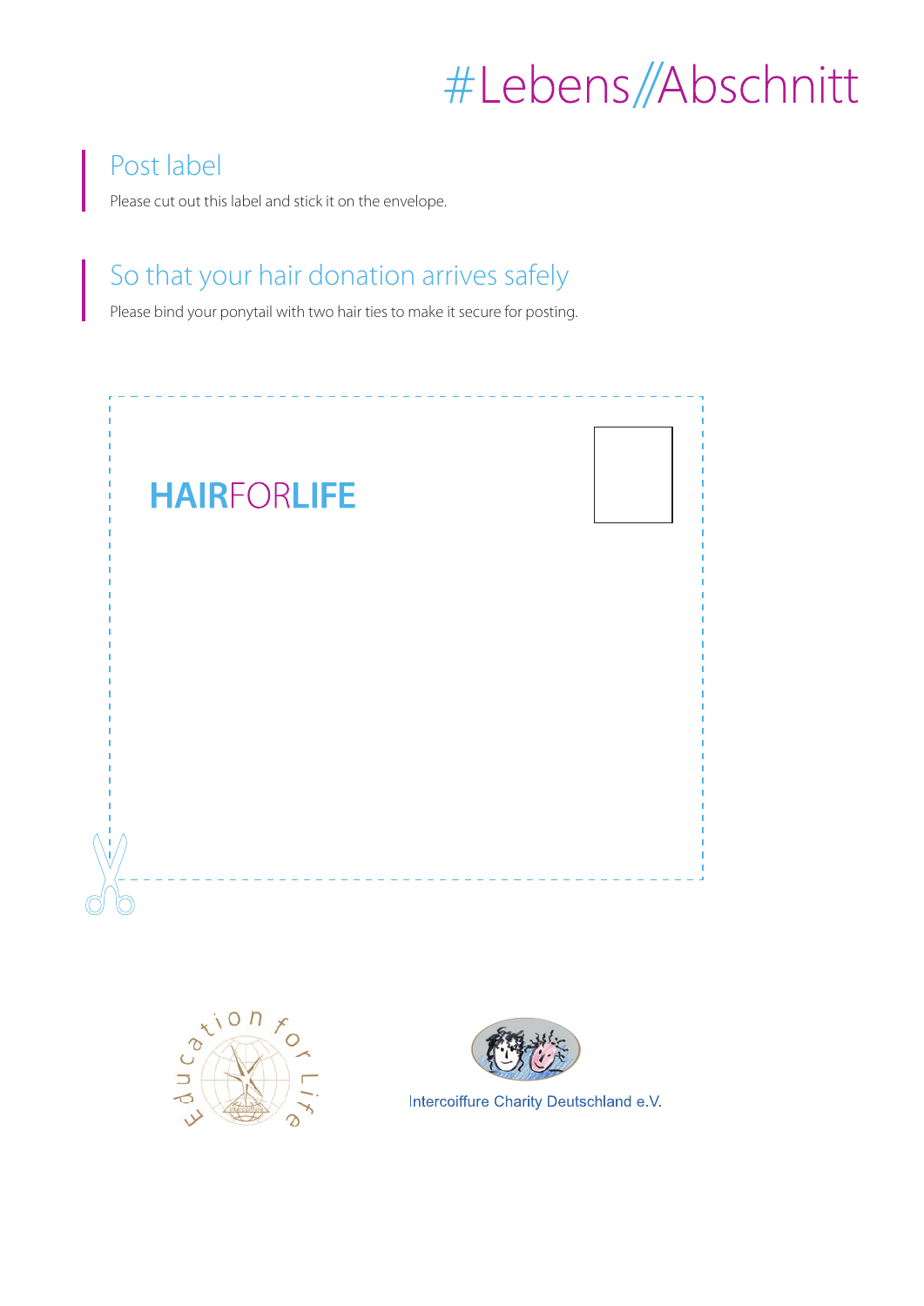# #Lebens//Abschnitt

## Post label

Please cut out this label and stick it on the envelope.

## So that your hair donation arrives safely

Please bind your ponytail with two hair ties to make it secure for posting.

**HAIR**FOR**LIFE**

Education for Life

Intercoiffure Charity Deutschland e.V.